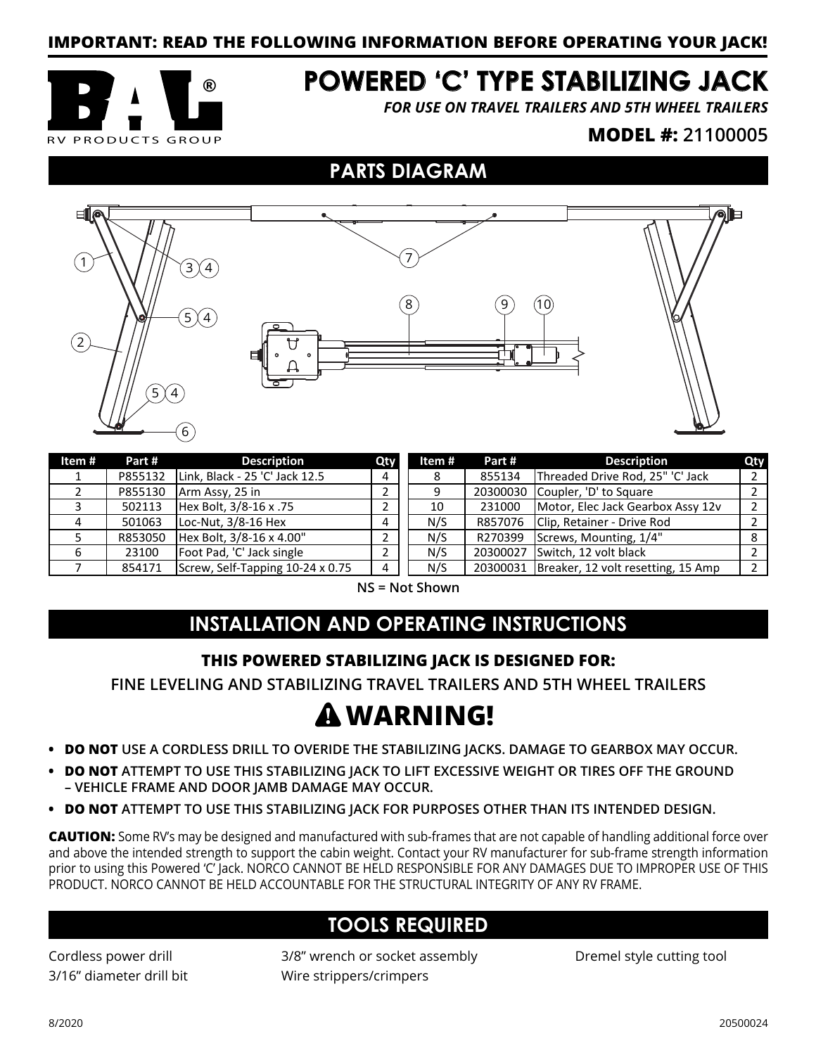**IMPORTANT: READ THE FOLLOWING INFORMATION BEFORE OPERATING YOUR JACK!**

BAL® RV PRODUCTS GROUP

# POWERED 'C' TYPE STABILIZING JACK

***FOR USE ON TRAVEL TRAILERS AND 5TH WHEEL TRAILERS***

**MODEL #:** 21100005

## PARTS DIAGRAM

| Item # | Part # | Description | Qty |
|---|---|---|---|
| 1 | P855132 | Link, Black - 25 'C' Jack 12.5 | 4 |
| 2 | P855130 | Arm Assy, 25 in | 2 |
| 3 | 502113 | Hex Bolt, 3/8-16 x .75 | 2 |
| 4 | 501063 | Loc-Nut, 3/8-16 Hex | 4 |
| 5 | R853050 | Hex Bolt, 3/8-16 x 4.00" | 2 |
| 6 | 23100 | Foot Pad, 'C' Jack single | 2 |
| 7 | 854171 | Screw, Self-Tapping 10-24 x 0.75 | 4 |
| 8 | 855134 | Threaded Drive Rod, 25" 'C' Jack | 2 |
| 9 | 20300030 | Coupler, 'D' to Square | 2 |
| 10 | 231000 | Motor, Elec Jack Gearbox Assy 12v | 2 |
| N/S | R857076 | Clip, Retainer - Drive Rod | 2 |
| N/S | R270399 | Screws, Mounting, 1/4" | 8 |
| N/S | 20300027 | Switch, 12 volt black | 2 |
| N/S | 20300031 | Breaker, 12 volt resetting, 15 Amp | 2 |

**NS = Not Shown**

## INSTALLATION AND OPERATING INSTRUCTIONS

**THIS POWERED STABILIZING JACK IS DESIGNED FOR:**

FINE LEVELING AND STABILIZING TRAVEL TRAILERS AND 5TH WHEEL TRAILERS

## ⚠ WARNING!

- **DO NOT** USE A CORDLESS DRILL TO OVERIDE THE STABILIZING JACKS. DAMAGE TO GEARBOX MAY OCCUR.
- **DO NOT** ATTEMPT TO USE THIS STABILIZING JACK TO LIFT EXCESSIVE WEIGHT OR TIRES OFF THE GROUND – VEHICLE FRAME AND DOOR JAMB DAMAGE MAY OCCUR.
- **DO NOT** ATTEMPT TO USE THIS STABILIZING JACK FOR PURPOSES OTHER THAN ITS INTENDED DESIGN.

**CAUTION:** Some RV's may be designed and manufactured with sub-frames that are not capable of handling additional force over and above the intended strength to support the cabin weight. Contact your RV manufacturer for sub-frame strength information prior to using this Powered 'C' Jack. NORCO CANNOT BE HELD RESPONSIBLE FOR ANY DAMAGES DUE TO IMPROPER USE OF THIS PRODUCT. NORCO CANNOT BE HELD ACCOUNTABLE FOR THE STRUCTURAL INTEGRITY OF ANY RV FRAME.

## TOOLS REQUIRED

- Cordless power drill
- 3/16" diameter drill bit
- 3/8" wrench or socket assembly
- Wire strippers/crimpers
- Dremel style cutting tool

8/2020

20500024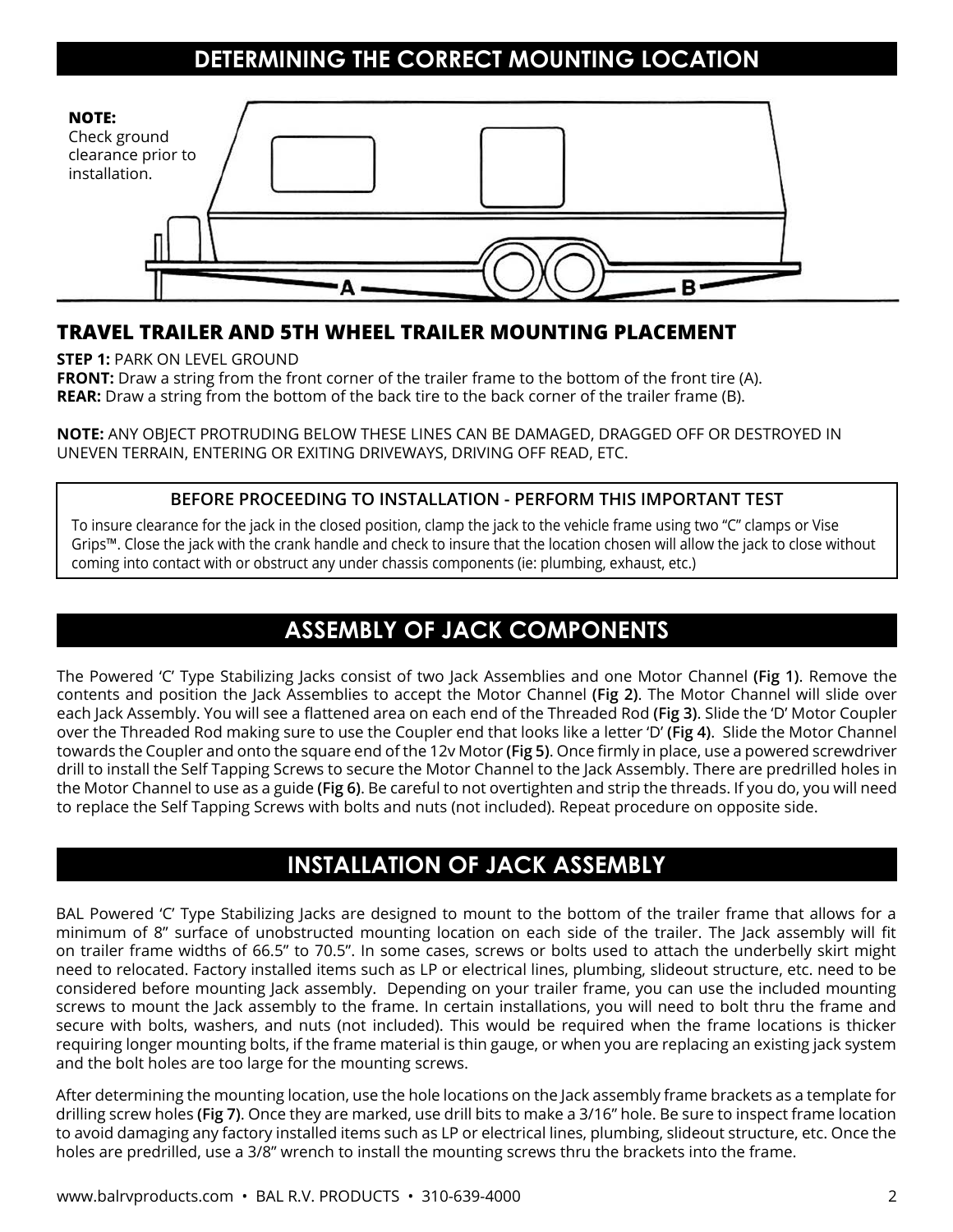# DETERMINING THE CORRECT MOUNTING LOCATION

**NOTE:**
Check ground clearance prior to installation.

A

B

### TRAVEL TRAILER AND 5TH WHEEL TRAILER MOUNTING PLACEMENT

**STEP 1:** PARK ON LEVEL GROUND
**FRONT:** Draw a string from the front corner of the trailer frame to the bottom of the front tire (A).
**REAR:** Draw a string from the bottom of the back tire to the back corner of the trailer frame (B).

**NOTE:** ANY OBJECT PROTRUDING BELOW THESE LINES CAN BE DAMAGED, DRAGGED OFF OR DESTROYED IN UNEVEN TERRAIN, ENTERING OR EXITING DRIVEWAYS, DRIVING OFF READ, ETC.

**BEFORE PROCEEDING TO INSTALLATION - PERFORM THIS IMPORTANT TEST**

To insure clearance for the jack in the closed position, clamp the jack to the vehicle frame using two "C" clamps or Vise Grips™. Close the jack with the crank handle and check to insure that the location chosen will allow the jack to close without coming into contact with or obstruct any under chassis components (ie: plumbing, exhaust, etc.)

# ASSEMBLY OF JACK COMPONENTS

The Powered 'C' Type Stabilizing Jacks consist of two Jack Assemblies and one Motor Channel **(Fig 1)**. Remove the contents and position the Jack Assemblies to accept the Motor Channel **(Fig 2)**. The Motor Channel will slide over each Jack Assembly. You will see a flattened area on each end of the Threaded Rod **(Fig 3)**. Slide the 'D' Motor Coupler over the Threaded Rod making sure to use the Coupler end that looks like a letter 'D' **(Fig 4)**. Slide the Motor Channel towards the Coupler and onto the square end of the 12v Motor **(Fig 5)**. Once firmly in place, use a powered screwdriver drill to install the Self Tapping Screws to secure the Motor Channel to the Jack Assembly. There are predrilled holes in the Motor Channel to use as a guide **(Fig 6)**. Be careful to not overtighten and strip the threads. If you do, you will need to replace the Self Tapping Screws with bolts and nuts (not included). Repeat procedure on opposite side.

# INSTALLATION OF JACK ASSEMBLY

BAL Powered 'C' Type Stabilizing Jacks are designed to mount to the bottom of the trailer frame that allows for a minimum of 8" surface of unobstructed mounting location on each side of the trailer. The Jack assembly will fit on trailer frame widths of 66.5" to 70.5". In some cases, screws or bolts used to attach the underbelly skirt might need to relocated. Factory installed items such as LP or electrical lines, plumbing, slideout structure, etc. need to be considered before mounting Jack assembly. Depending on your trailer frame, you can use the included mounting screws to mount the Jack assembly to the frame. In certain installations, you will need to bolt thru the frame and secure with bolts, washers, and nuts (not included). This would be required when the frame locations is thicker requiring longer mounting bolts, if the frame material is thin gauge, or when you are replacing an existing jack system and the bolt holes are too large for the mounting screws.

After determining the mounting location, use the hole locations on the Jack assembly frame brackets as a template for drilling screw holes **(Fig 7)**. Once they are marked, use drill bits to make a 3/16" hole. Be sure to inspect frame location to avoid damaging any factory installed items such as LP or electrical lines, plumbing, slideout structure, etc. Once the holes are predrilled, use a 3/8" wrench to install the mounting screws thru the brackets into the frame.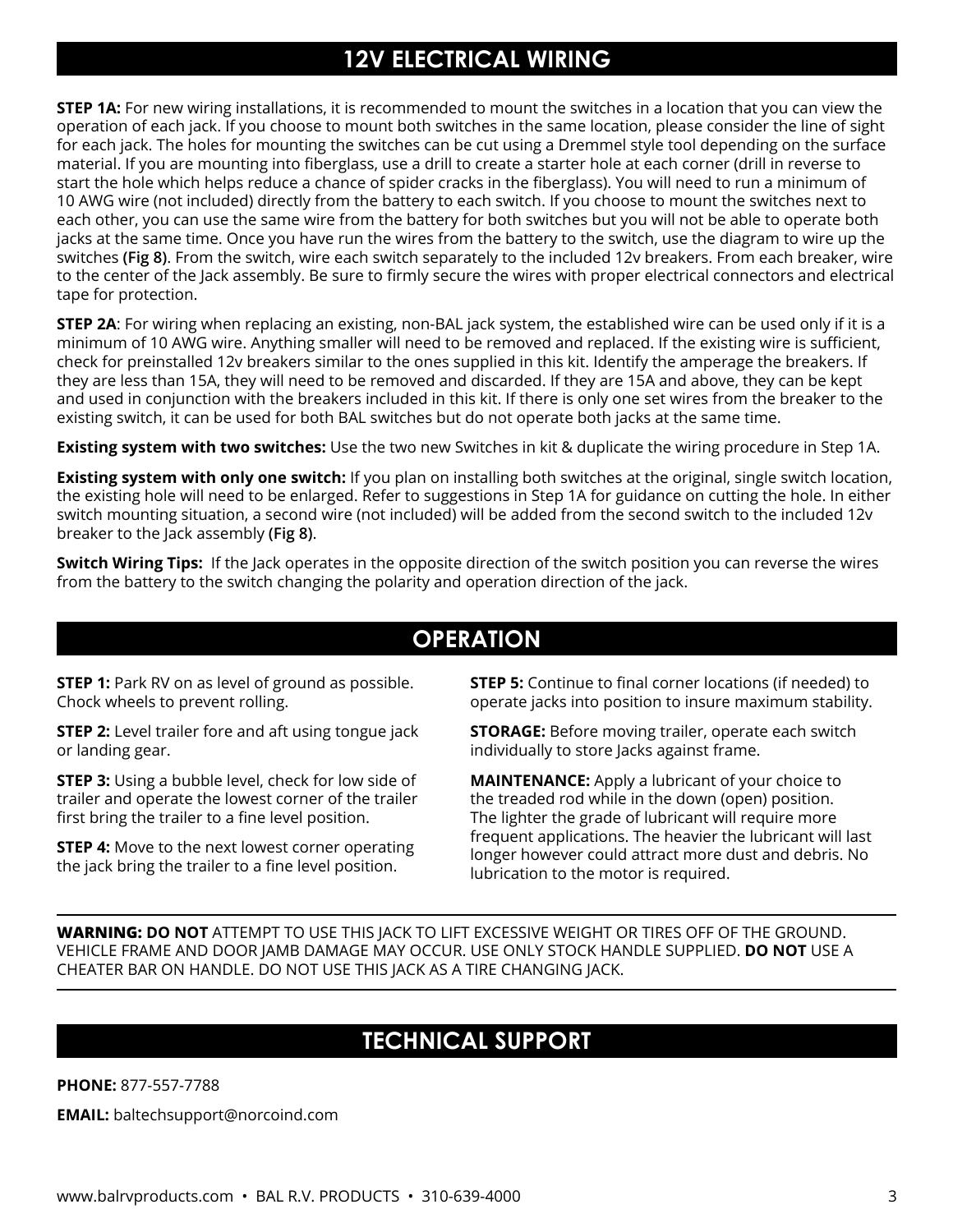## 12V ELECTRICAL WIRING

**STEP 1A:** For new wiring installations, it is recommended to mount the switches in a location that you can view the operation of each jack. If you choose to mount both switches in the same location, please consider the line of sight for each jack. The holes for mounting the switches can be cut using a Dremmel style tool depending on the surface material. If you are mounting into fiberglass, use a drill to create a starter hole at each corner (drill in reverse to start the hole which helps reduce a chance of spider cracks in the fiberglass). You will need to run a minimum of 10 AWG wire (not included) directly from the battery to each switch. If you choose to mount the switches next to each other, you can use the same wire from the battery for both switches but you will not be able to operate both jacks at the same time. Once you have run the wires from the battery to the switch, use the diagram to wire up the switches **(Fig 8)**. From the switch, wire each switch separately to the included 12v breakers. From each breaker, wire to the center of the Jack assembly. Be sure to firmly secure the wires with proper electrical connectors and electrical tape for protection.

**STEP 2A**: For wiring when replacing an existing, non-BAL jack system, the established wire can be used only if it is a minimum of 10 AWG wire. Anything smaller will need to be removed and replaced. If the existing wire is sufficient, check for preinstalled 12v breakers similar to the ones supplied in this kit. Identify the amperage the breakers. If they are less than 15A, they will need to be removed and discarded. If they are 15A and above, they can be kept and used in conjunction with the breakers included in this kit. If there is only one set wires from the breaker to the existing switch, it can be used for both BAL switches but do not operate both jacks at the same time.

**Existing system with two switches:** Use the two new Switches in kit & duplicate the wiring procedure in Step 1A.

**Existing system with only one switch:** If you plan on installing both switches at the original, single switch location, the existing hole will need to be enlarged. Refer to suggestions in Step 1A for guidance on cutting the hole. In either switch mounting situation, a second wire (not included) will be added from the second switch to the included 12v breaker to the Jack assembly **(Fig 8)**.

**Switch Wiring Tips:** If the Jack operates in the opposite direction of the switch position you can reverse the wires from the battery to the switch changing the polarity and operation direction of the jack.

## OPERATION

**STEP 1:** Park RV on as level of ground as possible. Chock wheels to prevent rolling.

**STEP 2:** Level trailer fore and aft using tongue jack or landing gear.

**STEP 3:** Using a bubble level, check for low side of trailer and operate the lowest corner of the trailer first bring the trailer to a fine level position.

**STEP 4:** Move to the next lowest corner operating the jack bring the trailer to a fine level position.

**STEP 5:** Continue to final corner locations (if needed) to operate jacks into position to insure maximum stability.

**STORAGE:** Before moving trailer, operate each switch individually to store Jacks against frame.

**MAINTENANCE:** Apply a lubricant of your choice to the treaded rod while in the down (open) position. The lighter the grade of lubricant will require more frequent applications. The heavier the lubricant will last longer however could attract more dust and debris. No lubrication to the motor is required.

**WARNING: DO NOT** ATTEMPT TO USE THIS JACK TO LIFT EXCESSIVE WEIGHT OR TIRES OFF OF THE GROUND. VEHICLE FRAME AND DOOR JAMB DAMAGE MAY OCCUR. USE ONLY STOCK HANDLE SUPPLIED. **DO NOT** USE A CHEATER BAR ON HANDLE. DO NOT USE THIS JACK AS A TIRE CHANGING JACK.

## TECHNICAL SUPPORT

**PHONE:** 877-557-7788

**EMAIL:** baltechsupport@norcoind.com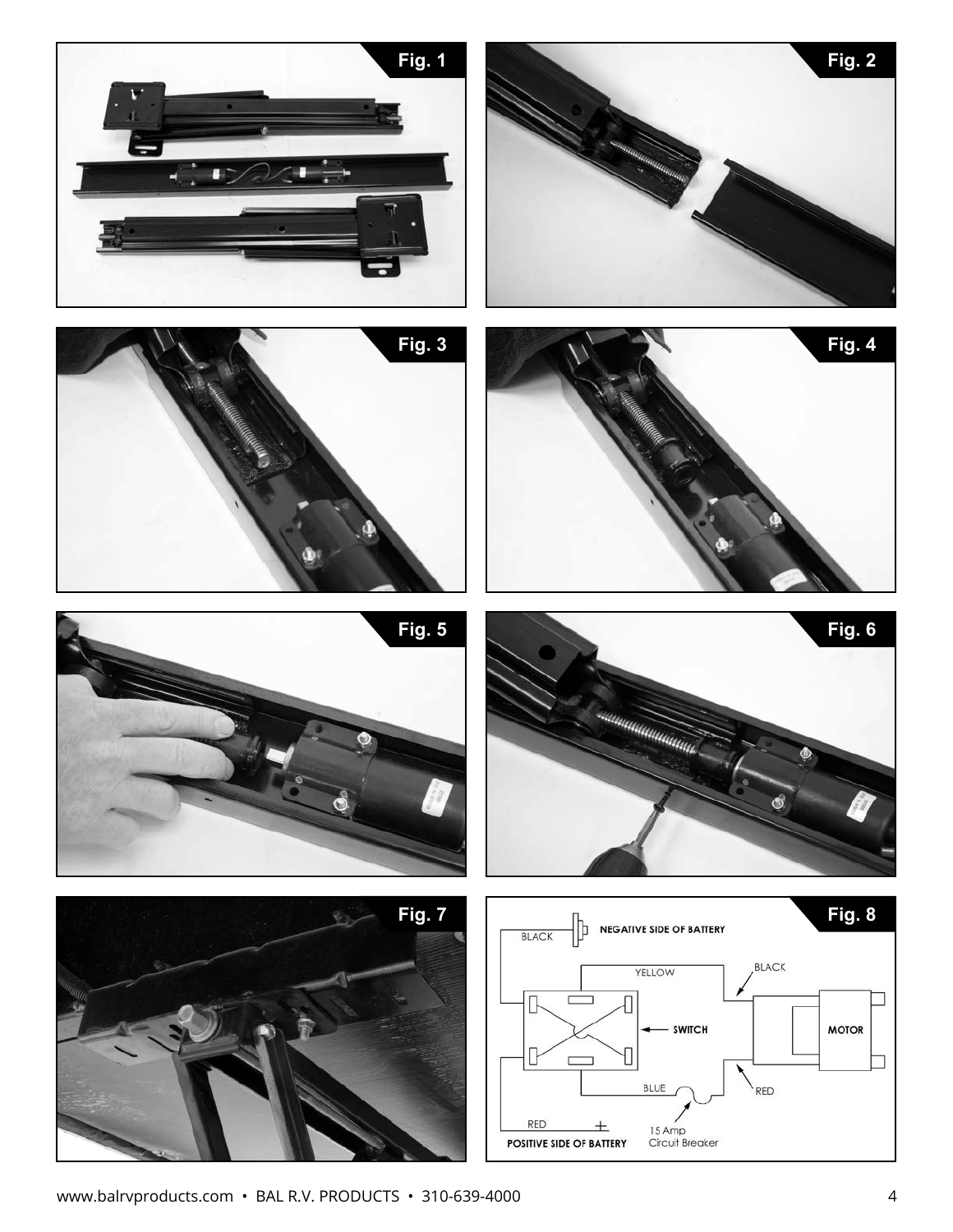Fig. 1

Fig. 2

Fig. 3

Fig. 4

Fig. 5

Fig. 6

Fig. 7

Fig. 8

BLACK

NEGATIVE SIDE OF BATTERY

YELLOW

BLACK

SWITCH

MOTOR

BLUE

RED

RED

+

15 Amp
Circuit Breaker

POSITIVE SIDE OF BATTERY